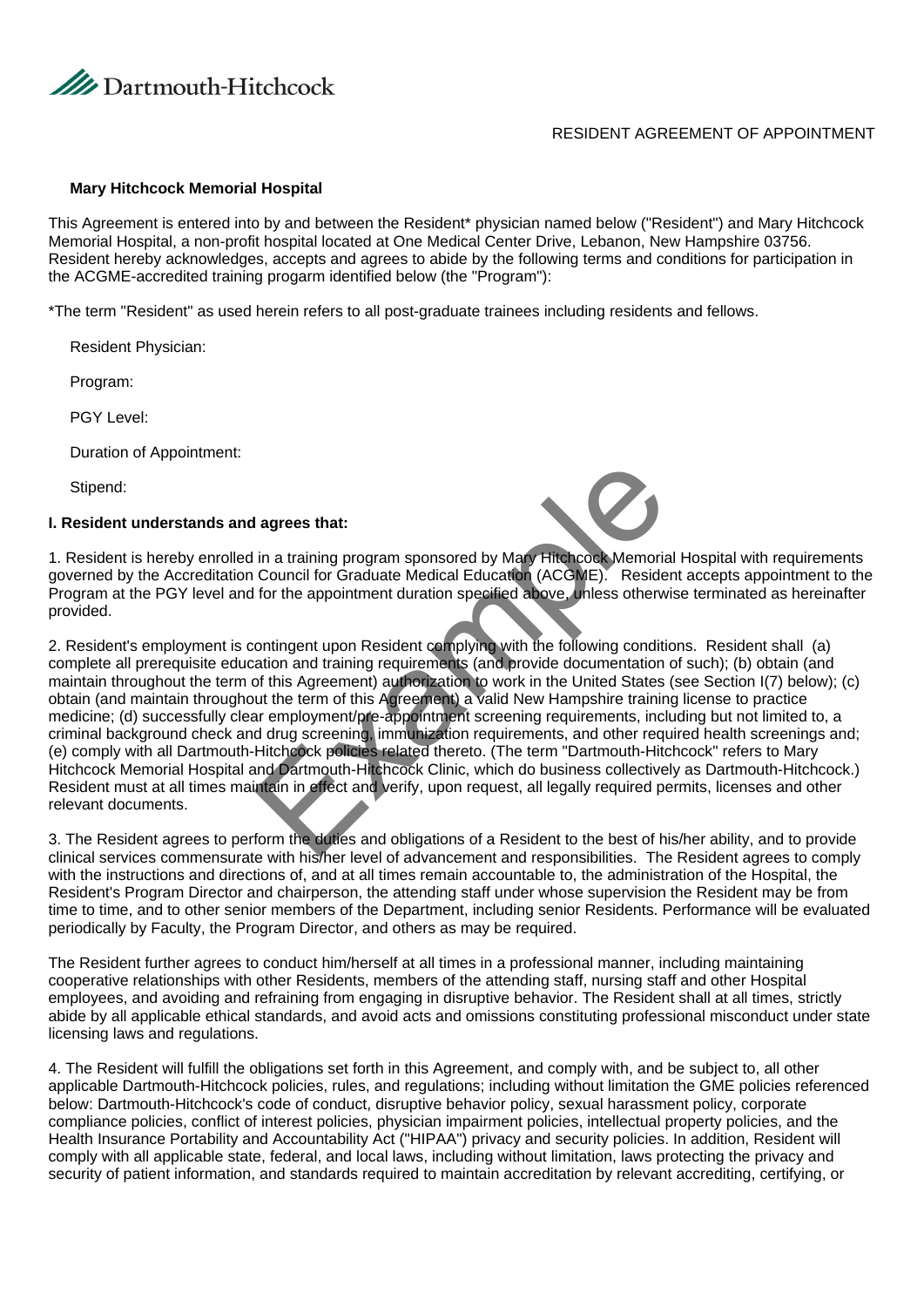Dartmouth-Hitchcock

RESIDENT AGREEMENT OF APPOINTMENT

**Mary Hitchcock Memorial Hospital**

This Agreement is entered into by and between the Resident* physician named below ("Resident") and Mary Hitchcock Memorial Hospital, a non-profit hospital located at One Medical Center Drive, Lebanon, New Hampshire 03756. Resident hereby acknowledges, accepts and agrees to abide by the following terms and conditions for participation in the ACGME-accredited training progarm identified below (the "Program"):

*The term "Resident" as used herein refers to all post-graduate trainees including residents and fellows.

Resident Physician:

Program:

PGY Level:

Duration of Appointment:

Stipend:

**I. Resident understands and agrees that:**

1. Resident is hereby enrolled in a training program sponsored by Mary Hitchcock Memorial Hospital with requirements governed by the Accreditation Council for Graduate Medical Education (ACGME). Resident accepts appointment to the Program at the PGY level and for the appointment duration specified above, unless otherwise terminated as hereinafter provided.

2. Resident's employment is contingent upon Resident complying with the following conditions. Resident shall (a) complete all prerequisite education and training requirements (and provide documentation of such); (b) obtain (and maintain throughout the term of this Agreement) authorization to work in the United States (see Section I(7) below); (c) obtain (and maintain throughout the term of this Agreement) a valid New Hampshire training license to practice medicine; (d) successfully clear employment/pre-appointment screening requirements, including but not limited to, a criminal background check and drug screening, immunization requirements, and other required health screenings and; (e) comply with all Dartmouth-Hitchcock policies related thereto. (The term "Dartmouth-Hitchcock" refers to Mary Hitchcock Memorial Hospital and Dartmouth-Hitchcock Clinic, which do business collectively as Dartmouth-Hitchcock.) Resident must at all times maintain in effect and verify, upon request, all legally required permits, licenses and other relevant documents.

3. The Resident agrees to perform the duties and obligations of a Resident to the best of his/her ability, and to provide clinical services commensurate with his/her level of advancement and responsibilities. The Resident agrees to comply with the instructions and directions of, and at all times remain accountable to, the administration of the Hospital, the Resident's Program Director and chairperson, the attending staff under whose supervision the Resident may be from time to time, and to other senior members of the Department, including senior Residents. Performance will be evaluated periodically by Faculty, the Program Director, and others as may be required.

The Resident further agrees to conduct him/herself at all times in a professional manner, including maintaining cooperative relationships with other Residents, members of the attending staff, nursing staff and other Hospital employees, and avoiding and refraining from engaging in disruptive behavior. The Resident shall at all times, strictly abide by all applicable ethical standards, and avoid acts and omissions constituting professional misconduct under state licensing laws and regulations.

4. The Resident will fulfill the obligations set forth in this Agreement, and comply with, and be subject to, all other applicable Dartmouth-Hitchcock policies, rules, and regulations; including without limitation the GME policies referenced below: Dartmouth-Hitchcock's code of conduct, disruptive behavior policy, sexual harassment policy, corporate compliance policies, conflict of interest policies, physician impairment policies, intellectual property policies, and the Health Insurance Portability and Accountability Act ("HIPAA") privacy and security policies. In addition, Resident will comply with all applicable state, federal, and local laws, including without limitation, laws protecting the privacy and security of patient information, and standards required to maintain accreditation by relevant accrediting, certifying, or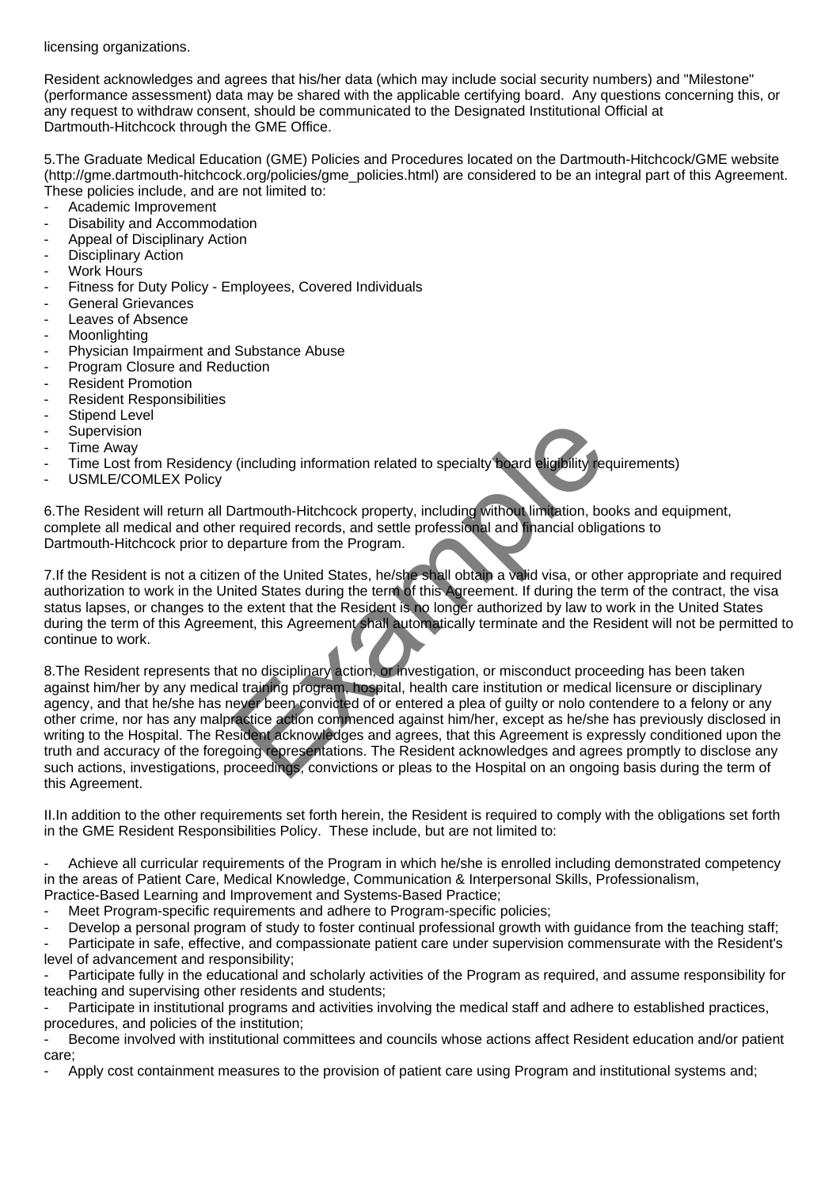licensing organizations.

Resident acknowledges and agrees that his/her data (which may include social security numbers) and "Milestone" (performance assessment) data may be shared with the applicable certifying board. Any questions concerning this, or any request to withdraw consent, should be communicated to the Designated Institutional Official at Dartmouth-Hitchcock through the GME Office.

5.The Graduate Medical Education (GME) Policies and Procedures located on the Dartmouth-Hitchcock/GME website (http://gme.dartmouth-hitchcock.org/policies/gme_policies.html) are considered to be an integral part of this Agreement. These policies include, and are not limited to:

- Academic Improvement
- Disability and Accommodation
- Appeal of Disciplinary Action
- Disciplinary Action
- Work Hours
- Fitness for Duty Policy - Employees, Covered Individuals
- General Grievances
- Leaves of Absence
- Moonlighting
- Physician Impairment and Substance Abuse
- Program Closure and Reduction
- Resident Promotion
- Resident Responsibilities
- Stipend Level
- Supervision
- Time Away
- Time Lost from Residency (including information related to specialty board eligibility requirements)
- USMLE/COMLEX Policy

6.The Resident will return all Dartmouth-Hitchcock property, including without limitation, books and equipment, complete all medical and other required records, and settle professional and financial obligations to Dartmouth-Hitchcock prior to departure from the Program.

7.If the Resident is not a citizen of the United States, he/she shall obtain a valid visa, or other appropriate and required authorization to work in the United States during the term of this Agreement. If during the term of the contract, the visa status lapses, or changes to the extent that the Resident is no longer authorized by law to work in the United States during the term of this Agreement, this Agreement shall automatically terminate and the Resident will not be permitted to continue to work.

8.The Resident represents that no disciplinary action, or investigation, or misconduct proceeding has been taken against him/her by any medical training program, hospital, health care institution or medical licensure or disciplinary agency, and that he/she has never been convicted of or entered a plea of guilty or nolo contendere to a felony or any other crime, nor has any malpractice action commenced against him/her, except as he/she has previously disclosed in writing to the Hospital. The Resident acknowledges and agrees, that this Agreement is expressly conditioned upon the truth and accuracy of the foregoing representations. The Resident acknowledges and agrees promptly to disclose any such actions, investigations, proceedings, convictions or pleas to the Hospital on an ongoing basis during the term of this Agreement.

II.In addition to the other requirements set forth herein, the Resident is required to comply with the obligations set forth in the GME Resident Responsibilities Policy. These include, but are not limited to:

- Achieve all curricular requirements of the Program in which he/she is enrolled including demonstrated competency in the areas of Patient Care, Medical Knowledge, Communication & Interpersonal Skills, Professionalism, Practice-Based Learning and Improvement and Systems-Based Practice;
- Meet Program-specific requirements and adhere to Program-specific policies;
- Develop a personal program of study to foster continual professional growth with guidance from the teaching staff;
- Participate in safe, effective, and compassionate patient care under supervision commensurate with the Resident's level of advancement and responsibility;
- Participate fully in the educational and scholarly activities of the Program as required, and assume responsibility for teaching and supervising other residents and students;
- Participate in institutional programs and activities involving the medical staff and adhere to established practices, procedures, and policies of the institution;
- Become involved with institutional committees and councils whose actions affect Resident education and/or patient care;
- Apply cost containment measures to the provision of patient care using Program and institutional systems and;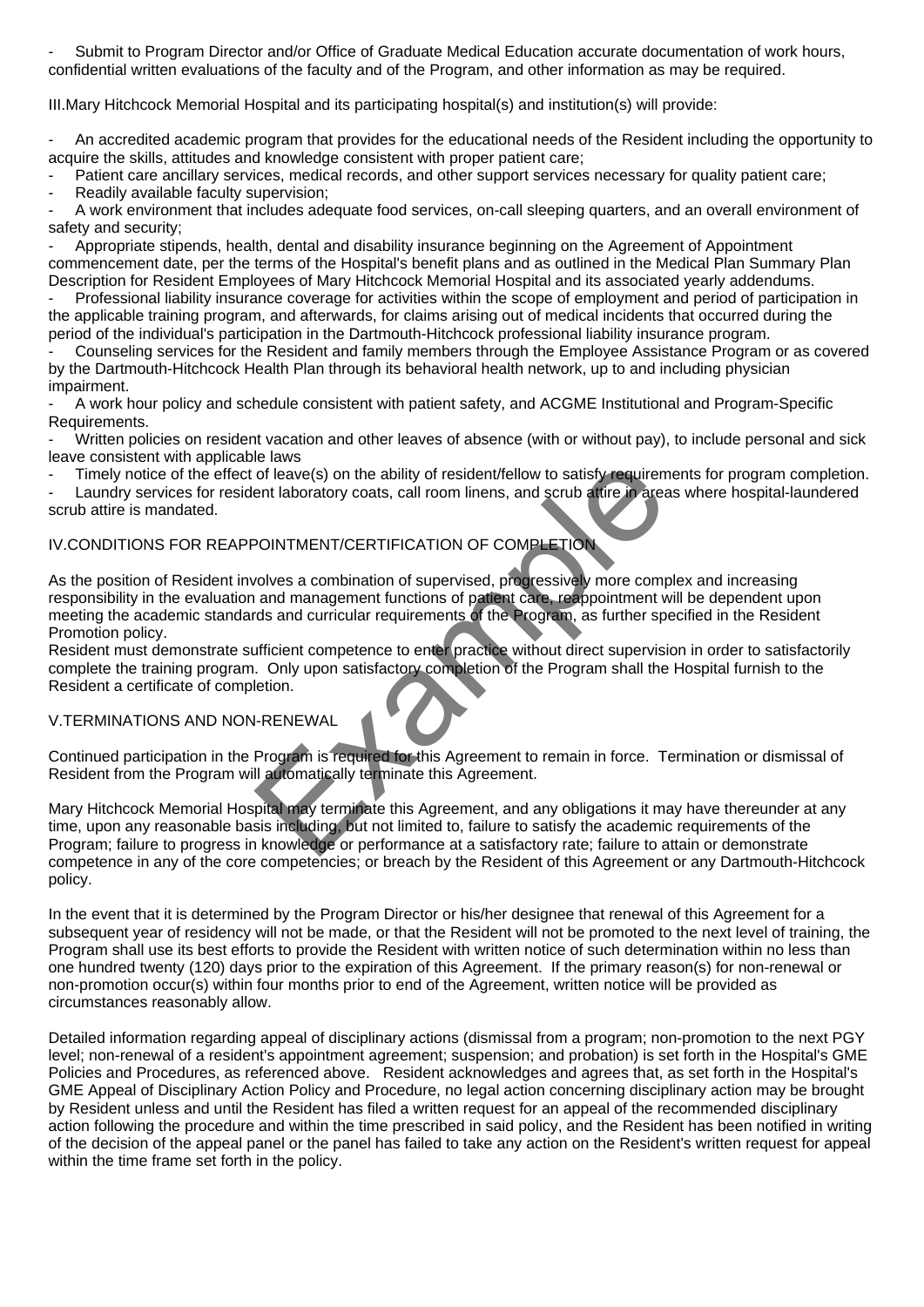- Submit to Program Director and/or Office of Graduate Medical Education accurate documentation of work hours, confidential written evaluations of the faculty and of the Program, and other information as may be required.

III.Mary Hitchcock Memorial Hospital and its participating hospital(s) and institution(s) will provide:

- An accredited academic program that provides for the educational needs of the Resident including the opportunity to acquire the skills, attitudes and knowledge consistent with proper patient care;
- Patient care ancillary services, medical records, and other support services necessary for quality patient care;
- Readily available faculty supervision;
- A work environment that includes adequate food services, on-call sleeping quarters, and an overall environment of safety and security;
- Appropriate stipends, health, dental and disability insurance beginning on the Agreement of Appointment commencement date, per the terms of the Hospital's benefit plans and as outlined in the Medical Plan Summary Plan Description for Resident Employees of Mary Hitchcock Memorial Hospital and its associated yearly addendums.
- Professional liability insurance coverage for activities within the scope of employment and period of participation in the applicable training program, and afterwards, for claims arising out of medical incidents that occurred during the period of the individual's participation in the Dartmouth-Hitchcock professional liability insurance program.
- Counseling services for the Resident and family members through the Employee Assistance Program or as covered by the Dartmouth-Hitchcock Health Plan through its behavioral health network, up to and including physician impairment.
- A work hour policy and schedule consistent with patient safety, and ACGME Institutional and Program-Specific Requirements.
- Written policies on resident vacation and other leaves of absence (with or without pay), to include personal and sick leave consistent with applicable laws
- Timely notice of the effect of leave(s) on the ability of resident/fellow to satisfy requirements for program completion.
- Laundry services for resident laboratory coats, call room linens, and scrub attire in areas where hospital-laundered scrub attire is mandated.

IV.CONDITIONS FOR REAPPOINTMENT/CERTIFICATION OF COMPLETION

As the position of Resident involves a combination of supervised, progressively more complex and increasing responsibility in the evaluation and management functions of patient care, reappointment will be dependent upon meeting the academic standards and curricular requirements of the Program, as further specified in the Resident Promotion policy.
Resident must demonstrate sufficient competence to enter practice without direct supervision in order to satisfactorily complete the training program. Only upon satisfactory completion of the Program shall the Hospital furnish to the Resident a certificate of completion.

V.TERMINATIONS AND NON-RENEWAL

Continued participation in the Program is required for this Agreement to remain in force. Termination or dismissal of Resident from the Program will automatically terminate this Agreement.

Mary Hitchcock Memorial Hospital may terminate this Agreement, and any obligations it may have thereunder at any time, upon any reasonable basis including, but not limited to, failure to satisfy the academic requirements of the Program; failure to progress in knowledge or performance at a satisfactory rate; failure to attain or demonstrate competence in any of the core competencies; or breach by the Resident of this Agreement or any Dartmouth-Hitchcock policy.

In the event that it is determined by the Program Director or his/her designee that renewal of this Agreement for a subsequent year of residency will not be made, or that the Resident will not be promoted to the next level of training, the Program shall use its best efforts to provide the Resident with written notice of such determination within no less than one hundred twenty (120) days prior to the expiration of this Agreement. If the primary reason(s) for non-renewal or non-promotion occur(s) within four months prior to end of the Agreement, written notice will be provided as circumstances reasonably allow.

Detailed information regarding appeal of disciplinary actions (dismissal from a program; non-promotion to the next PGY level; non-renewal of a resident's appointment agreement; suspension; and probation) is set forth in the Hospital's GME Policies and Procedures, as referenced above. Resident acknowledges and agrees that, as set forth in the Hospital's GME Appeal of Disciplinary Action Policy and Procedure, no legal action concerning disciplinary action may be brought by Resident unless and until the Resident has filed a written request for an appeal of the recommended disciplinary action following the procedure and within the time prescribed in said policy, and the Resident has been notified in writing of the decision of the appeal panel or the panel has failed to take any action on the Resident's written request for appeal within the time frame set forth in the policy.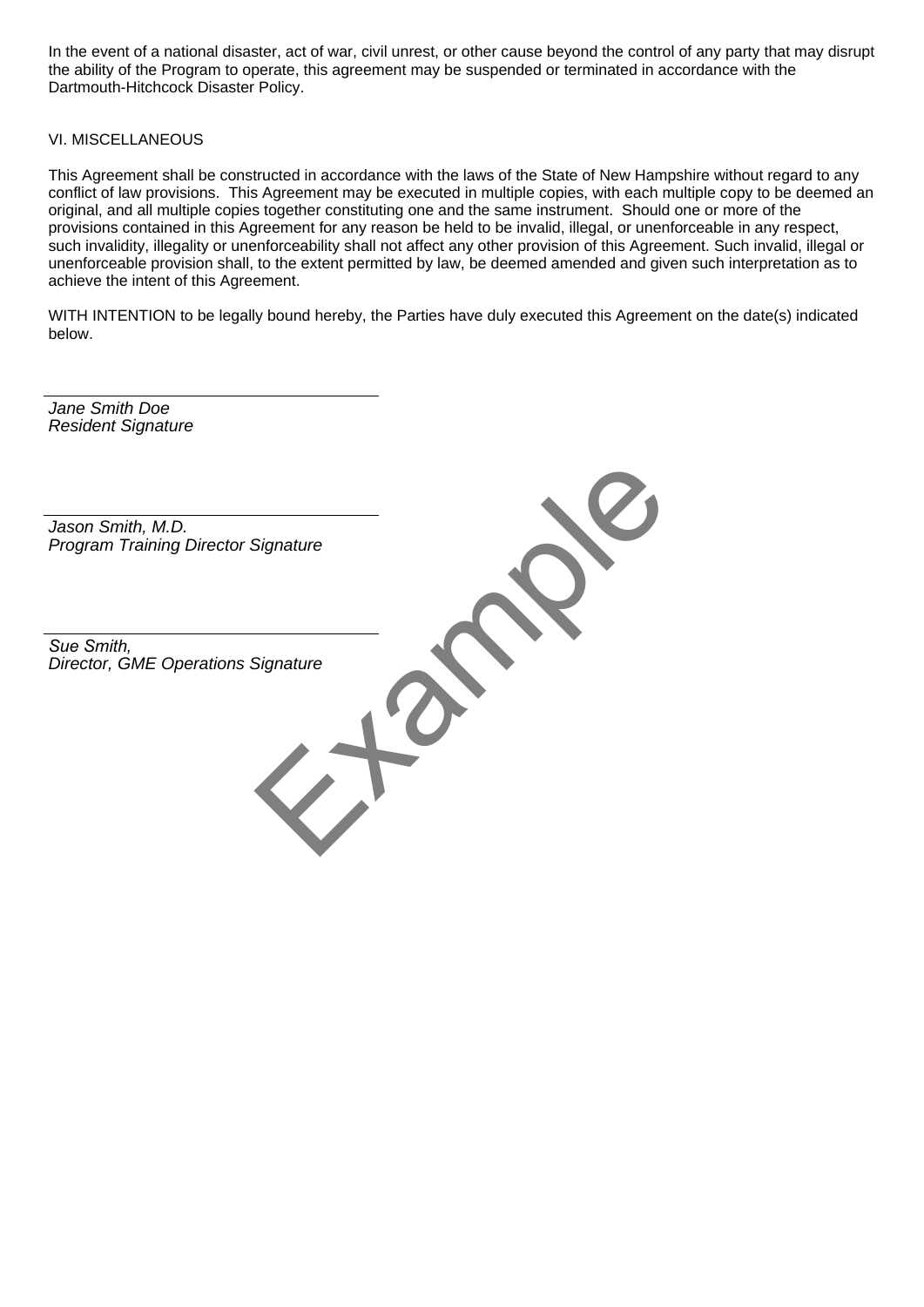In the event of a national disaster, act of war, civil unrest, or other cause beyond the control of any party that may disrupt the ability of the Program to operate, this agreement may be suspended or terminated in accordance with the Dartmouth-Hitchcock Disaster Policy.

VI. MISCELLANEOUS

This Agreement shall be constructed in accordance with the laws of the State of New Hampshire without regard to any conflict of law provisions. This Agreement may be executed in multiple copies, with each multiple copy to be deemed an original, and all multiple copies together constituting one and the same instrument. Should one or more of the provisions contained in this Agreement for any reason be held to be invalid, illegal, or unenforceable in any respect, such invalidity, illegality or unenforceability shall not affect any other provision of this Agreement. Such invalid, illegal or unenforceable provision shall, to the extent permitted by law, be deemed amended and given such interpretation as to achieve the intent of this Agreement.

WITH INTENTION to be legally bound hereby, the Parties have duly executed this Agreement on the date(s) indicated below.

\_\_\_\_\_\_\_\_\_\_\_\_\_\_\_\_\_\_\_\_\_\_\_\_\_\_\_\_\_\_\_\_\_\_\_\_

*Jane Smith Doe*
*Resident Signature*

\_\_\_\_\_\_\_\_\_\_\_\_\_\_\_\_\_\_\_\_\_\_\_\_\_\_\_\_\_\_\_\_\_\_\_\_

*Jason Smith, M.D.*
*Program Training Director Signature*

\_\_\_\_\_\_\_\_\_\_\_\_\_\_\_\_\_\_\_\_\_\_\_\_\_\_\_\_\_\_\_\_\_\_\_\_

*Sue Smith,*
*Director, GME Operations Signature*

Example